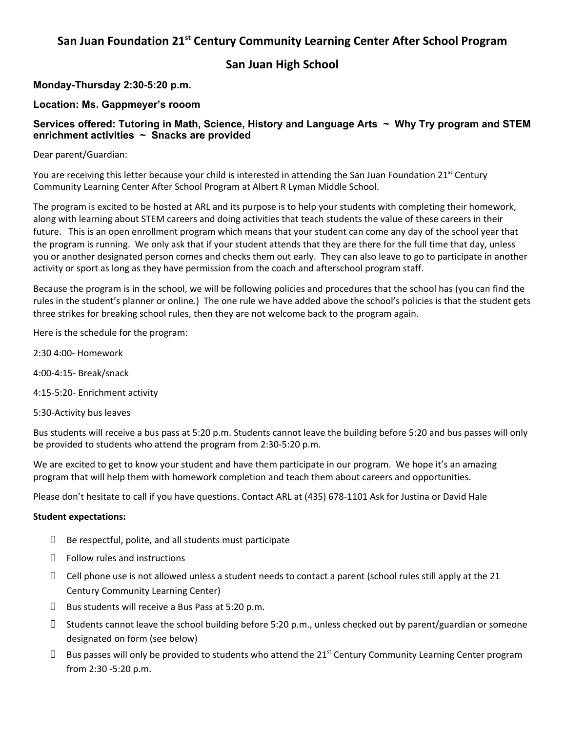# San Juan Foundation 21st Century Community Learning Center After School Program

## San Juan High School

**Monday-Thursday 2:30-5:20 p.m.**

**Location: Ms. Gappmeyer's rooom**

**Services offered: Tutoring in Math, Science, History and Language Arts ~ Why Try program and STEM enrichment activities ~ Snacks are provided**

Dear parent/Guardian:

You are receiving this letter because your child is interested in attending the San Juan Foundation 21st Century Community Learning Center After School Program at Albert R Lyman Middle School.

The program is excited to be hosted at ARL and its purpose is to help your students with completing their homework, along with learning about STEM careers and doing activities that teach students the value of these careers in their future. This is an open enrollment program which means that your student can come any day of the school year that the program is running. We only ask that if your student attends that they are there for the full time that day, unless you or another designated person comes and checks them out early. They can also leave to go to participate in another activity or sport as long as they have permission from the coach and afterschool program staff.

Because the program is in the school, we will be following policies and procedures that the school has (you can find the rules in the student's planner or online.) The one rule we have added above the school's policies is that the student gets three strikes for breaking school rules, then they are not welcome back to the program again.

Here is the schedule for the program:

2:30 4:00- Homework

4:00-4:15- Break/snack

4:15-5:20- Enrichment activity

5:30-Activity bus leaves

Bus students will receive a bus pass at 5:20 p.m. Students cannot leave the building before 5:20 and bus passes will only be provided to students who attend the program from 2:30-5:20 p.m.

We are excited to get to know your student and have them participate in our program. We hope it's an amazing program that will help them with homework completion and teach them about careers and opportunities.

Please don't hesitate to call if you have questions. Contact ARL at (435) 678-1101 Ask for Justina or David Hale

**Student expectations:**

- Be respectful, polite, and all students must participate
- Follow rules and instructions
- Cell phone use is not allowed unless a student needs to contact a parent (school rules still apply at the 21 Century Community Learning Center)
- Bus students will receive a Bus Pass at 5:20 p.m.
- Students cannot leave the school building before 5:20 p.m., unless checked out by parent/guardian or someone designated on form (see below)
- Bus passes will only be provided to students who attend the 21st Century Community Learning Center program from 2:30 -5:20 p.m.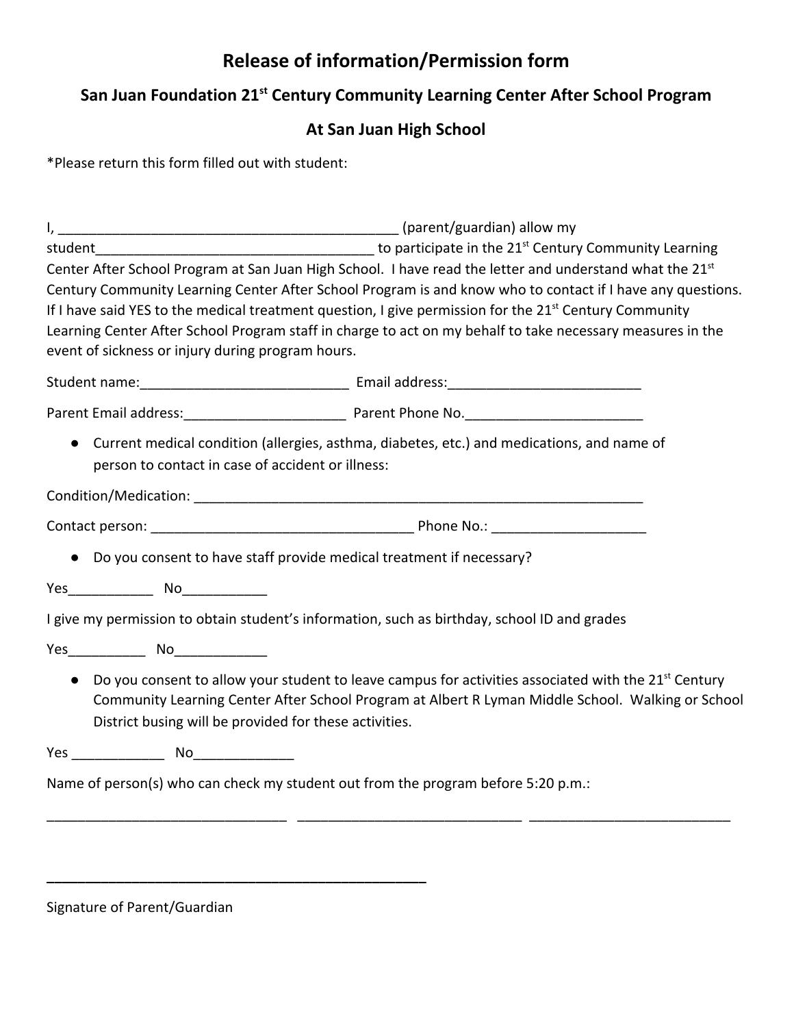# Release of information/Permission form

## San Juan Foundation 21st Century Community Learning Center After School Program

## At San Juan High School

*Please return this form filled out with student:

I, ____________________________________________ (parent/guardian) allow my student____________________________________ to participate in the 21st Century Community Learning Center After School Program at San Juan High School. I have read the letter and understand what the 21st Century Community Learning Center After School Program is and know who to contact if I have any questions. If I have said YES to the medical treatment question, I give permission for the 21st Century Community Learning Center After School Program staff in charge to act on my behalf to take necessary measures in the event of sickness or injury during program hours.

Student name:___________________________ Email address:_________________________

Parent Email address:_____________________ Parent Phone No.______________________

- Current medical condition (allergies, asthma, diabetes, etc.) and medications, and name of person to contact in case of accident or illness:

Condition/Medication: ___________________________________________________________

Contact person: __________________________________ Phone No.: ___________________

- Do you consent to have staff provide medical treatment if necessary?

Yes___________ No___________

I give my permission to obtain student's information, such as birthday, school ID and grades

Yes__________ No____________

- Do you consent to allow your student to leave campus for activities associated with the 21st Century Community Learning Center After School Program at Albert R Lyman Middle School. Walking or School District busing will be provided for these activities.

Yes ____________ No_____________

Name of person(s) who can check my student out from the program before 5:20 p.m.:

_______________________________ _____________________________ __________________________

__________________________________________________

Signature of Parent/Guardian